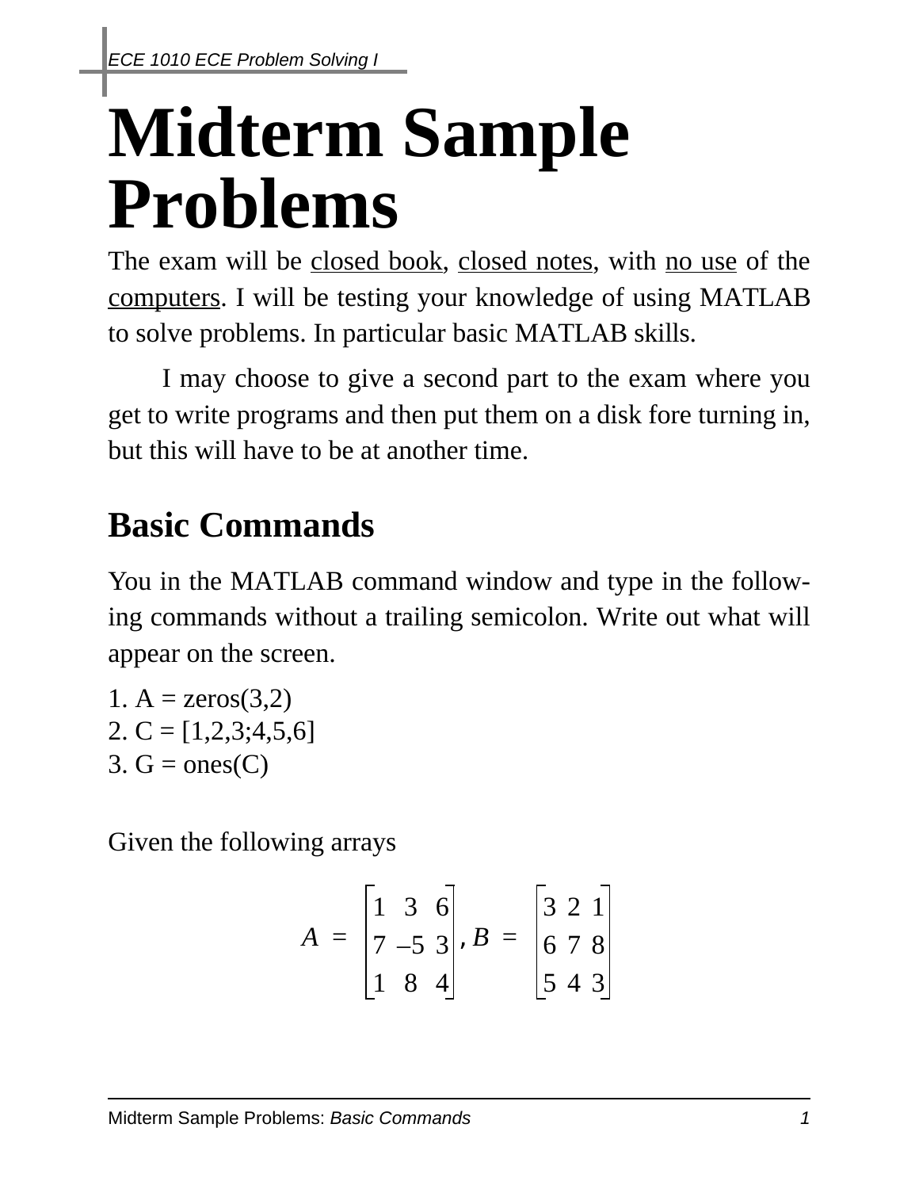# Midterm Sample Problems

The exam will be <u>closed book</u>, <u>closed notes</u>, with <u>no use</u> of the <u>computers</u>. I will be testing your knowledge of using MATLAB to solve problems. In particular basic MATLAB skills.

I may choose to give a second part to the exam where you get to write programs and then put them on a disk fore turning in, but this will have to be at another time.

## Basic Commands

You in the MATLAB command window and type in the following commands without a trailing semicolon. Write out what will appear on the screen.

1. A = zeros(3,2)
2. C = [1,2,3;4,5,6]
3. G = ones(C)

Given the following arrays

$$A = \begin{bmatrix} 1 & 3 & 6 \\ 7 & -5 & 3 \\ 1 & 8 & 4 \end{bmatrix}, B = \begin{bmatrix} 3 & 2 & 1 \\ 6 & 7 & 8 \\ 5 & 4 & 3 \end{bmatrix}$$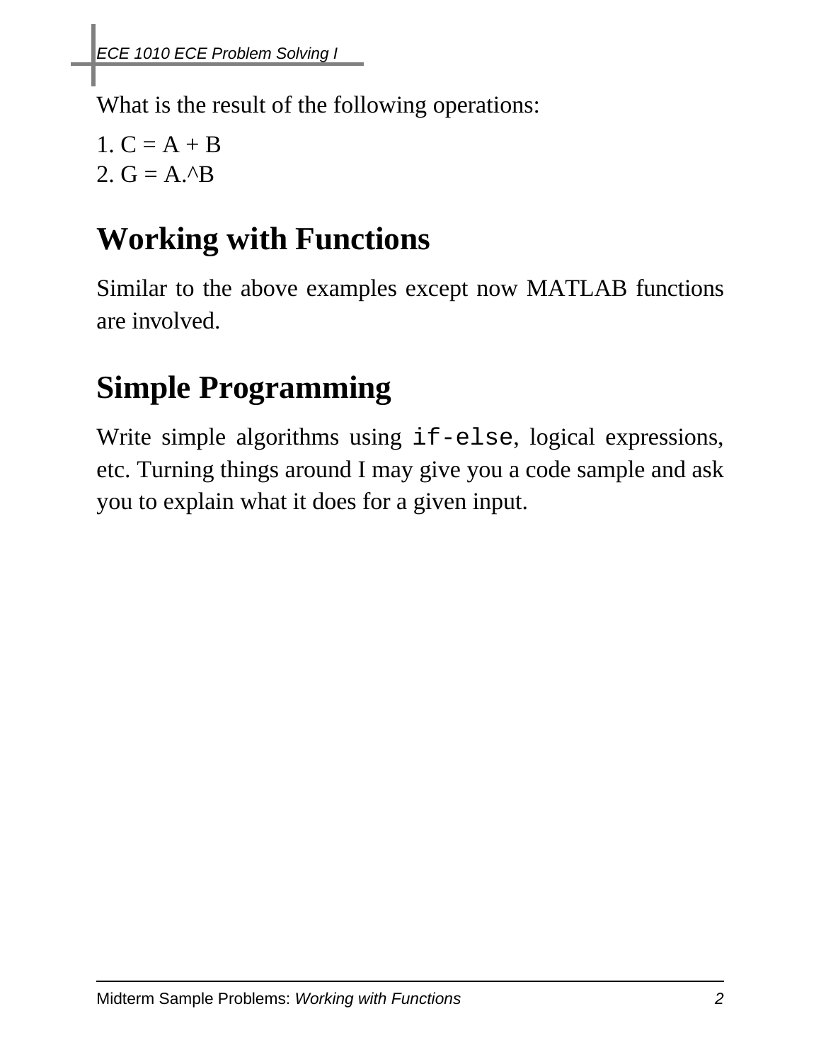What is the result of the following operations:

1. C = A + B
2. G = A.^B

## Working with Functions

Similar to the above examples except now MATLAB functions are involved.

## Simple Programming

Write simple algorithms using `if-else`, logical expressions, etc. Turning things around I may give you a code sample and ask you to explain what it does for a given input.